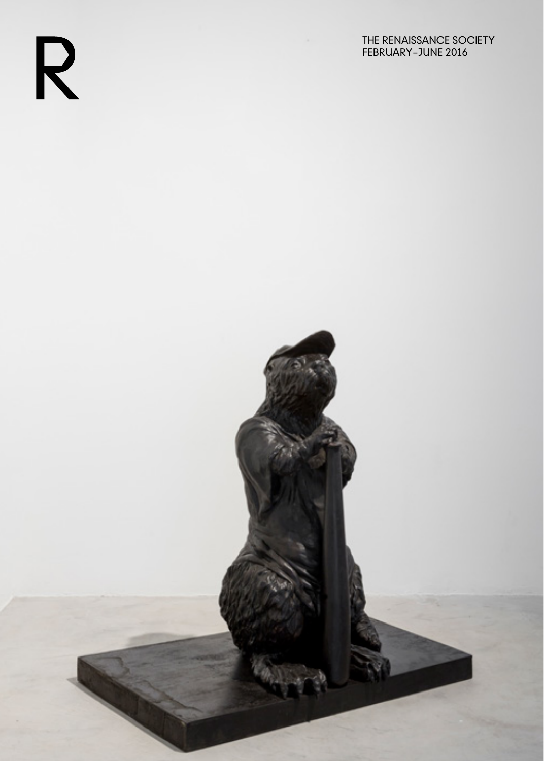R

THE RENAISSANCE SOCIETY
FEBRUARY–JUNE 2016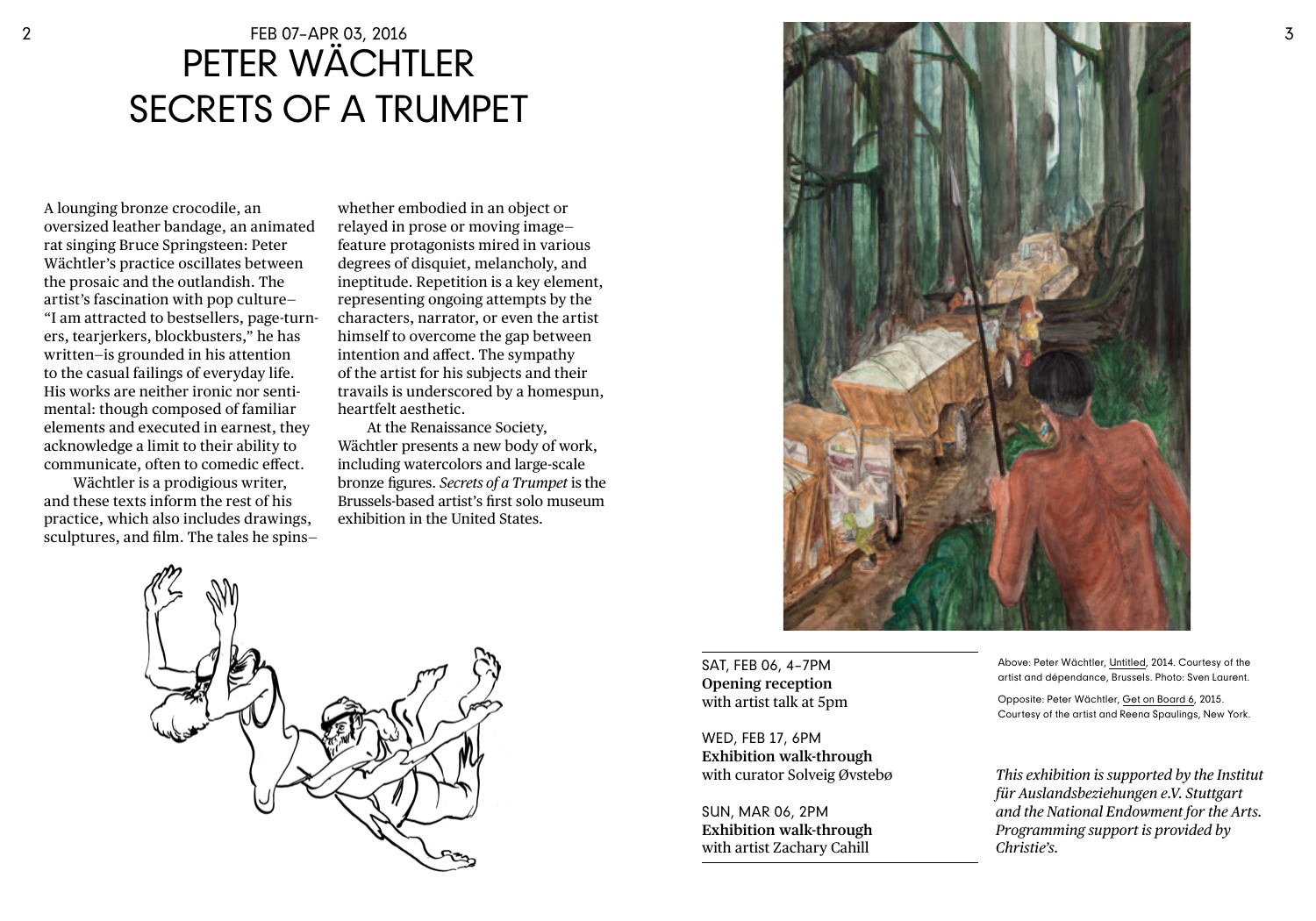FEB 07–APR 03, 2016

# PETER WÄCHTLER
# SECRETS OF A TRUMPET

A lounging bronze crocodile, an oversized leather bandage, an animated rat singing Bruce Springsteen: Peter Wächtler's practice oscillates between the prosaic and the outlandish. The artist's fascination with pop culture—"I am attracted to bestsellers, page-turners, tearjerkers, blockbusters," he has written—is grounded in his attention to the casual failings of everyday life. His works are neither ironic nor sentimental: though composed of familiar elements and executed in earnest, they acknowledge a limit to their ability to communicate, often to comedic effect.

Wächtler is a prodigious writer, and these texts inform the rest of his practice, which also includes drawings, sculptures, and film. The tales he spins—whether embodied in an object or relayed in prose or moving image—feature protagonists mired in various degrees of disquiet, melancholy, and ineptitude. Repetition is a key element, representing ongoing attempts by the characters, narrator, or even the artist himself to overcome the gap between intention and affect. The sympathy of the artist for his subjects and their travails is underscored by a homespun, heartfelt aesthetic.

At the Renaissance Society, Wächtler presents a new body of work, including watercolors and large-scale bronze figures. *Secrets of a Trumpet* is the Brussels-based artist's first solo museum exhibition in the United States.

SAT, FEB 06, 4–7PM
**Opening reception**
with artist talk at 5pm

WED, FEB 17, 6PM
**Exhibition walk-through**
with curator Solveig Øvstebø

SUN, MAR 06, 2PM
**Exhibition walk-through**
with artist Zachary Cahill

Above: Peter Wächtler, Untitled, 2014. Courtesy of the artist and dépendance, Brussels. Photo: Sven Laurent.

Opposite: Peter Wächtler, Get on Board 6, 2015. Courtesy of the artist and Reena Spaulings, New York.

*This exhibition is supported by the Institut für Auslandsbeziehungen e.V. Stuttgart and the National Endowment for the Arts. Programming support is provided by Christie's.*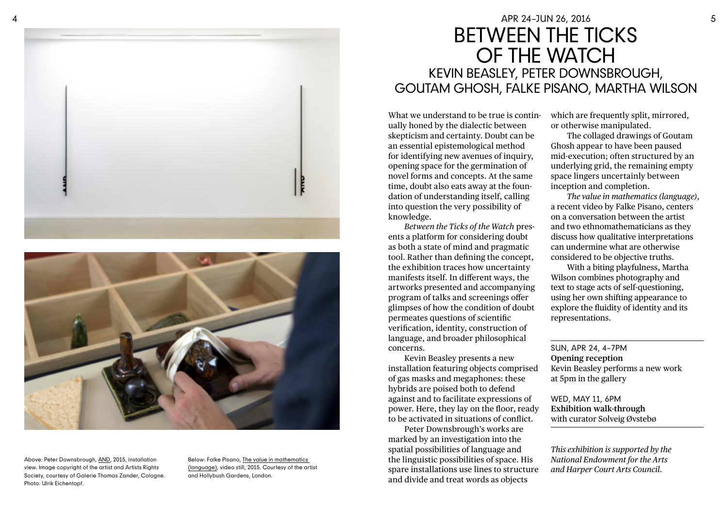APR 24–JUN 26, 2016

# BETWEEN THE TICKS OF THE WATCH

## KEVIN BEASLEY, PETER DOWNSBROUGH, GOUTAM GHOSH, FALKE PISANO, MARTHA WILSON

Above: Peter Downsbrough, AND, 2015, installation view. Image copyright of the artist and Artists Rights Society, courtesy of Galerie Thomas Zander, Cologne. Photo: Ulrik Eichentopf.

Below: Falke Pisano, The value in mathematics (language), video still, 2015. Courtesy of the artist and Hollybush Gardens, London.

What we understand to be true is continually honed by the dialectic between skepticism and certainty. Doubt can be an essential epistemological method for identifying new avenues of inquiry, opening space for the germination of novel forms and concepts. At the same time, doubt also eats away at the foundation of understanding itself, calling into question the very possibility of knowledge.

*Between the Ticks of the Watch* presents a platform for considering doubt as both a state of mind and pragmatic tool. Rather than defining the concept, the exhibition traces how uncertainty manifests itself. In different ways, the artworks presented and accompanying program of talks and screenings offer glimpses of how the condition of doubt permeates questions of scientific verification, identity, construction of language, and broader philosophical concerns.

Kevin Beasley presents a new installation featuring objects comprised of gas masks and megaphones: these hybrids are poised both to defend against and to facilitate expressions of power. Here, they lay on the floor, ready to be activated in situations of conflict.

Peter Downsbrough's works are marked by an investigation into the spatial possibilities of language and the linguistic possibilities of space. His spare installations use lines to structure and divide and treat words as objects which are frequently split, mirrored, or otherwise manipulated.

The collaged drawings of Goutam Ghosh appear to have been paused mid-execution; often structured by an underlying grid, the remaining empty space lingers uncertainly between inception and completion.

*The value in mathematics (language)*, a recent video by Falke Pisano, centers on a conversation between the artist and two ethnomathematicians as they discuss how qualitative interpretations can undermine what are otherwise considered to be objective truths.

With a biting playfulness, Martha Wilson combines photography and text to stage acts of self-questioning, using her own shifting appearance to explore the fluidity of identity and its representations.

---

SUN, APR 24, 4–7PM
**Opening reception**
Kevin Beasley performs a new work at 5pm in the gallery

WED, MAY 11, 6PM
**Exhibition walk-through**
with curator Solveig Øvstebø

---

*This exhibition is supported by the National Endowment for the Arts and Harper Court Arts Council.*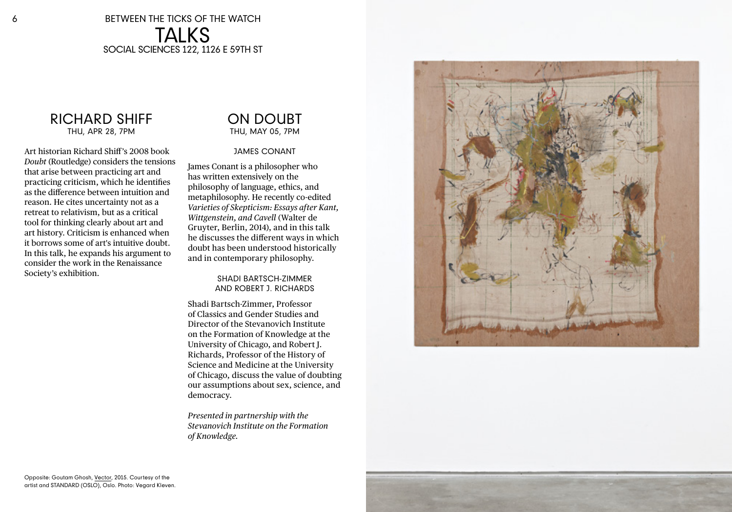BETWEEN THE TICKS OF THE WATCH

# TALKS

SOCIAL SCIENCES 122, 1126 E 59TH ST

## RICHARD SHIFF

THU, APR 28, 7PM

Art historian Richard Shiff's 2008 book *Doubt* (Routledge) considers the tensions that arise between practicing art and practicing criticism, which he identifies as the difference between intuition and reason. He cites uncertainty not as a retreat to relativism, but as a critical tool for thinking clearly about art and art history. Criticism is enhanced when it borrows some of art's intuitive doubt. In this talk, he expands his argument to consider the work in the Renaissance Society's exhibition.

## ON DOUBT

THU, MAY 05, 7PM

### JAMES CONANT

James Conant is a philosopher who has written extensively on the philosophy of language, ethics, and metaphilosophy. He recently co-edited *Varieties of Skepticism: Essays after Kant, Wittgenstein, and Cavell* (Walter de Gruyter, Berlin, 2014), and in this talk he discusses the different ways in which doubt has been understood historically and in contemporary philosophy.

### SHADI BARTSCH-ZIMMER AND ROBERT J. RICHARDS

Shadi Bartsch-Zimmer, Professor of Classics and Gender Studies and Director of the Stevanovich Institute on the Formation of Knowledge at the University of Chicago, and Robert J. Richards, Professor of the History of Science and Medicine at the University of Chicago, discuss the value of doubting our assumptions about sex, science, and democracy.

*Presented in partnership with the Stevanovich Institute on the Formation of Knowledge.*

Opposite: Goutam Ghosh, Vector, 2015. Courtesy of the artist and STANDARD (OSLO), Oslo. Photo: Vegard Kleven.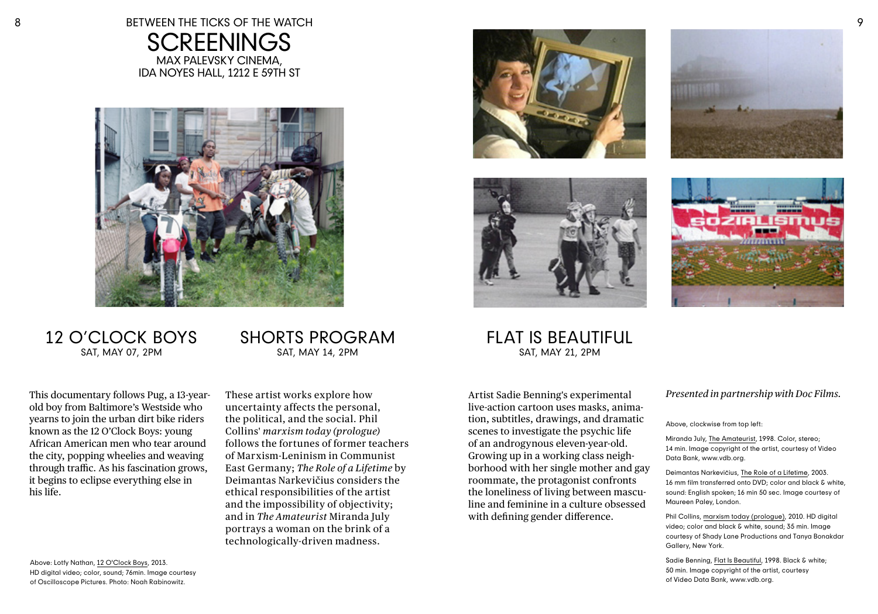BETWEEN THE TICKS OF THE WATCH

# SCREENINGS

MAX PALEVSKY CINEMA,
IDA NOYES HALL, 1212 E 59TH ST

## 12 O'CLOCK BOYS

SAT, MAY 07, 2PM

This documentary follows Pug, a 13-year-old boy from Baltimore's Westside who yearns to join the urban dirt bike riders known as the 12 O'Clock Boys: young African American men who tear around the city, popping wheelies and weaving through traffic. As his fascination grows, it begins to eclipse everything else in his life.

Above: Lotfy Nathan, 12 O'Clock Boys, 2013. HD digital video; color, sound; 76min. Image courtesy of Oscilloscope Pictures. Photo: Noah Rabinowitz.

## SHORTS PROGRAM

SAT, MAY 14, 2PM

These artist works explore how uncertainty affects the personal, the political, and the social. Phil Collins' *marxism today (prologue)* follows the fortunes of former teachers of Marxism-Leninism in Communist East Germany; *The Role of a Lifetime* by Deimantas Narkevičius considers the ethical responsibilities of the artist and the impossibility of objectivity; and in *The Amateurist* Miranda July portrays a woman on the brink of a technologically-driven madness.

## FLAT IS BEAUTIFUL

SAT, MAY 21, 2PM

Artist Sadie Benning's experimental live-action cartoon uses masks, animation, subtitles, drawings, and dramatic scenes to investigate the psychic life of an androgynous eleven-year-old. Growing up in a working class neighborhood with her single mother and gay roommate, the protagonist confronts the loneliness of living between masculine and feminine in a culture obsessed with defining gender difference.

*Presented in partnership with Doc Films.*

Above, clockwise from top left:

Miranda July, The Amateurist, 1998. Color, stereo; 14 min. Image copyright of the artist, courtesy of Video Data Bank, www.vdb.org.

Deimantas Narkevičius, The Role of a Lifetime, 2003. 16 mm film transferred onto DVD; color and black & white, sound: English spoken; 16 min 50 sec. Image courtesy of Maureen Paley, London.

Phil Collins, marxism today (prologue), 2010. HD digital video; color and black & white, sound; 35 min. Image courtesy of Shady Lane Productions and Tanya Bonakdar Gallery, New York.

Sadie Benning, Flat Is Beautiful, 1998. Black & white; 50 min. Image copyright of the artist, courtesy of Video Data Bank, www.vdb.org.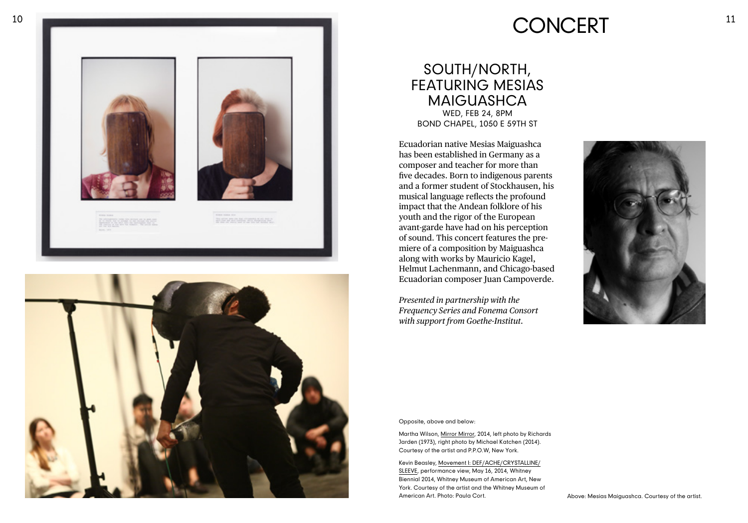# CONCERT

## SOUTH/NORTH, FEATURING MESIAS MAIGUASHCA

WED, FEB 24, 8PM
BOND CHAPEL, 1050 E 59TH ST

Ecuadorian native Mesias Maiguashca has been established in Germany as a composer and teacher for more than five decades. Born to indigenous parents and a former student of Stockhausen, his musical language reflects the profound impact that the Andean folklore of his youth and the rigor of the European avant-garde have had on his perception of sound. This concert features the premiere of a composition by Maiguashca along with works by Mauricio Kagel, Helmut Lachenmann, and Chicago-based Ecuadorian composer Juan Campoverde.

*Presented in partnership with the Frequency Series and Fonema Consort with support from Goethe-Institut.*

Opposite, above and below:

Martha Wilson, Mirror Mirror, 2014, left photo by Richards Jarden (1973), right photo by Michael Katchen (2014). Courtesy of the artist and P.P.O.W, New York.

Kevin Beasley, Movement I: DEF/ACHE/CRYSTALLINE/SLEEVE, performance view, May 16, 2014, Whitney Biennial 2014, Whitney Museum of American Art, New York. Courtesy of the artist and the Whitney Museum of American Art. Photo: Paula Cort.

Above: Mesias Maiguashca. Courtesy of the artist.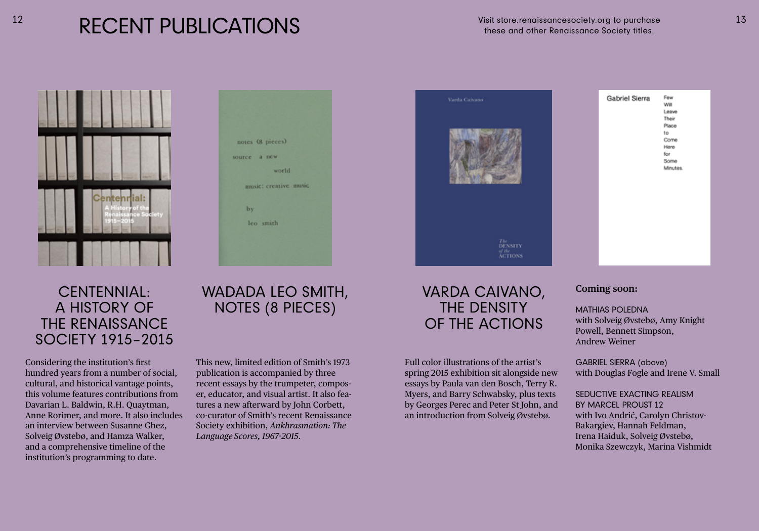# RECENT PUBLICATIONS

Visit store.renaissancesociety.org to purchase these and other Renaissance Society titles.

## CENTENNIAL: A HISTORY OF THE RENAISSANCE SOCIETY 1915–2015

Considering the institution's first hundred years from a number of social, cultural, and historical vantage points, this volume features contributions from Davarian L. Baldwin, R.H. Quaytman, Anne Rorimer, and more. It also includes an interview between Susanne Ghez, Solveig Øvstebø, and Hamza Walker, and a comprehensive timeline of the institution's programming to date.

## WADADA LEO SMITH, NOTES (8 PIECES)

This new, limited edition of Smith's 1973 publication is accompanied by three recent essays by the trumpeter, composer, educator, and visual artist. It also features a new afterward by John Corbett, co-curator of Smith's recent Renaissance Society exhibition, *Ankhrasmation: The Language Scores, 1967-2015*.

## VARDA CAIVANO, THE DENSITY OF THE ACTIONS

Full color illustrations of the artist's spring 2015 exhibition sit alongside new essays by Paula van den Bosch, Terry R. Myers, and Barry Schwabsky, plus texts by Georges Perec and Peter St John, and an introduction from Solveig Øvstebø.

**Coming soon:**

MATHIAS POLEDNA
with Solveig Øvstebø, Amy Knight Powell, Bennett Simpson, Andrew Weiner

GABRIEL SIERRA (above)
with Douglas Fogle and Irene V. Small

SEDUCTIVE EXACTING REALISM BY MARCEL PROUST 12
with Ivo Andrić, Carolyn Christov-Bakargiev, Hannah Feldman, Irena Haiduk, Solveig Øvstebø, Monika Szewczyk, Marina Vishmidt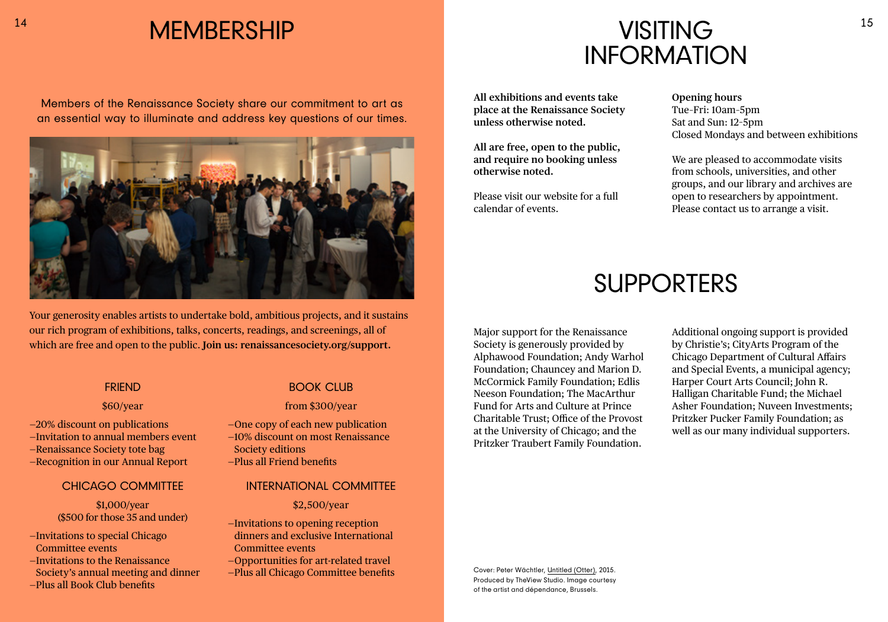# MEMBERSHIP

Members of the Renaissance Society share our commitment to art as an essential way to illuminate and address key questions of our times.

Your generosity enables artists to undertake bold, ambitious projects, and it sustains our rich program of exhibitions, talks, concerts, readings, and screenings, all of which are free and open to the public. **Join us: renaissancesociety.org/support.**

### FRIEND

$60/year

- 20% discount on publications
- Invitation to annual members event
- Renaissance Society tote bag
- Recognition in our Annual Report

### BOOK CLUB

from $300/year

- One copy of each new publication
- 10% discount on most Renaissance Society editions
- Plus all Friend benefits

### CHICAGO COMMITTEE

$1,000/year
($500 for those 35 and under)

- Invitations to special Chicago Committee events
- Invitations to the Renaissance Society's annual meeting and dinner
- Plus all Book Club benefits

### INTERNATIONAL COMMITTEE

$2,500/year

- Invitations to opening reception dinners and exclusive International Committee events
- Opportunities for art-related travel
- Plus all Chicago Committee benefits

# VISITING INFORMATION

**All exhibitions and events take place at the Renaissance Society unless otherwise noted.**

**All are free, open to the public, and require no booking unless otherwise noted.**

Please visit our website for a full calendar of events.

**Opening hours**
Tue–Fri: 10am–5pm
Sat and Sun: 12–5pm
Closed Mondays and between exhibitions

We are pleased to accommodate visits from schools, universities, and other groups, and our library and archives are open to researchers by appointment. Please contact us to arrange a visit.

# SUPPORTERS

Major support for the Renaissance Society is generously provided by Alphawood Foundation; Andy Warhol Foundation; Chauncey and Marion D. McCormick Family Foundation; Edlis Neeson Foundation; The MacArthur Fund for Arts and Culture at Prince Charitable Trust; Office of the Provost at the University of Chicago; and the Pritzker Traubert Family Foundation.

Additional ongoing support is provided by Christie's; CityArts Program of the Chicago Department of Cultural Affairs and Special Events, a municipal agency; Harper Court Arts Council; John R. Halligan Charitable Fund; the Michael Asher Foundation; Nuveen Investments; Pritzker Pucker Family Foundation; as well as our many individual supporters.

Cover: Peter Wächtler, Untitled (Otter), 2015. Produced by TheView Studio. Image courtesy of the artist and dépendance, Brussels.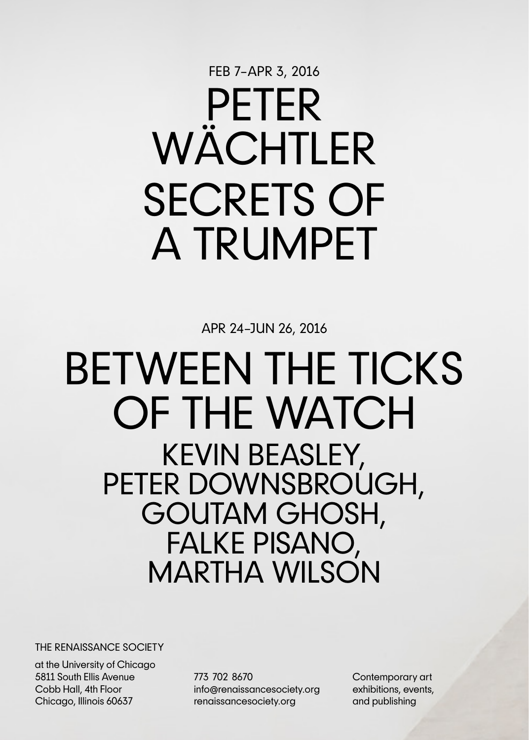FEB 7–APR 3, 2016

# PETER WÄCHTLER SECRETS OF A TRUMPET

APR 24–JUN 26, 2016

# BETWEEN THE TICKS OF THE WATCH

## KEVIN BEASLEY, PETER DOWNSBROUGH, GOUTAM GHOSH, FALKE PISANO, MARTHA WILSON

THE RENAISSANCE SOCIETY

at the University of Chicago
5811 South Ellis Avenue
Cobb Hall, 4th Floor
Chicago, Illinois 60637

773 702 8670
info@renaissancesociety.org
renaissancesociety.org

Contemporary art exhibitions, events, and publishing